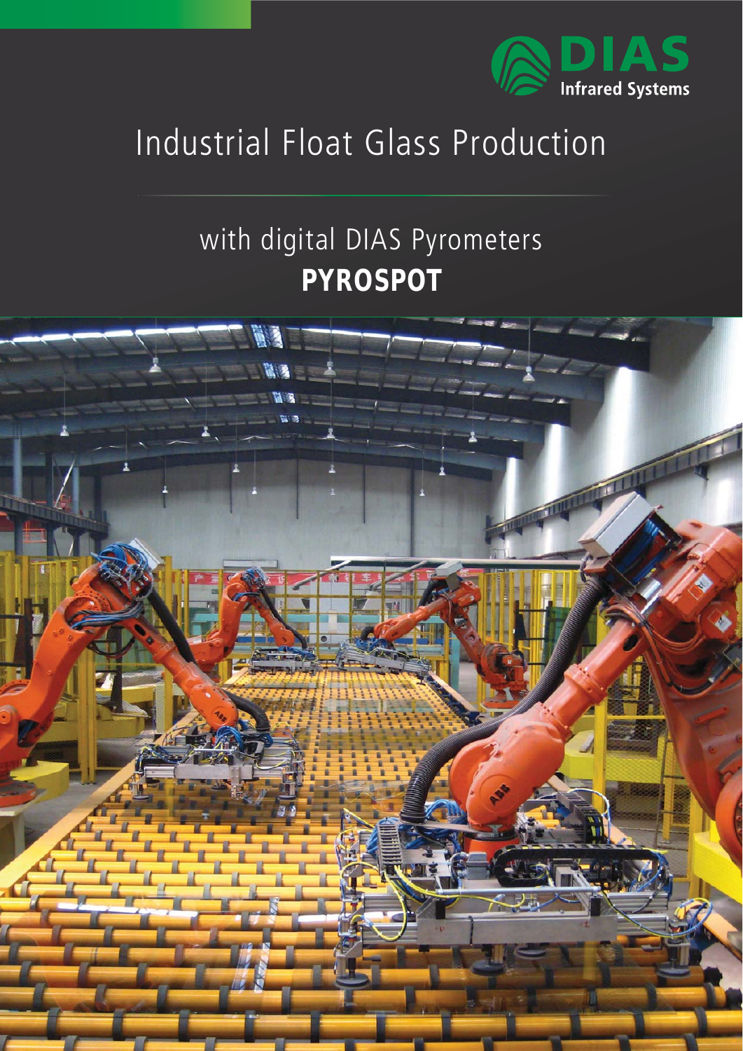DIAS Infrared Systems

# Industrial Float Glass Production

## with digital DIAS Pyrometers **PYROSPOT**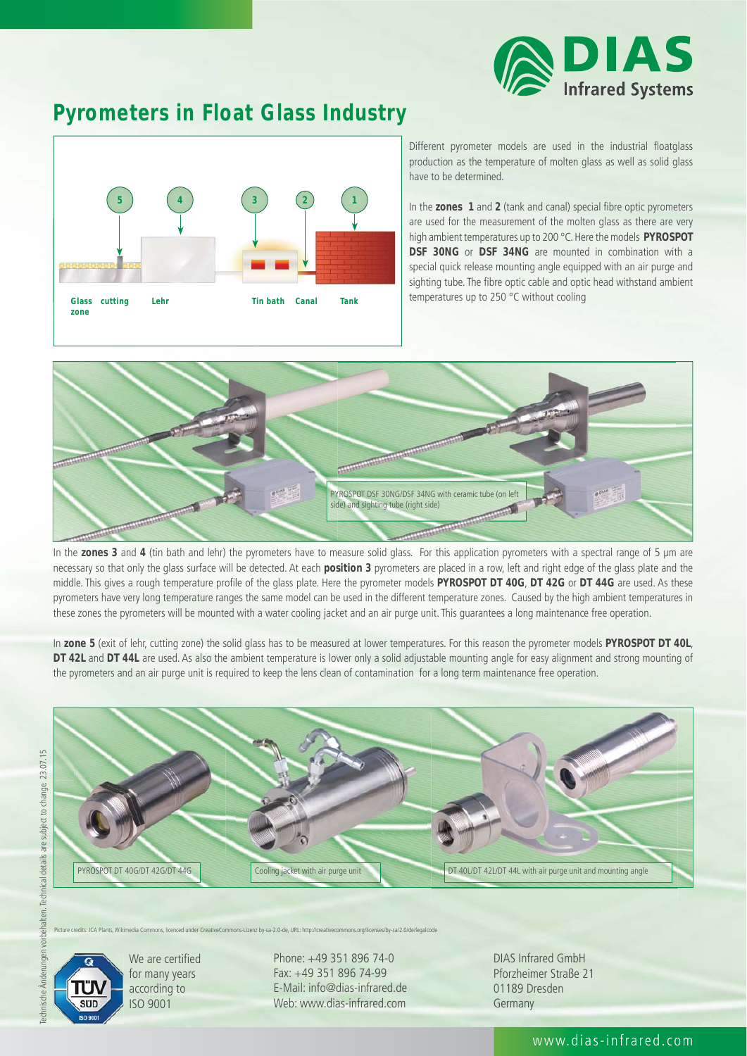# Pyrometers in Float Glass Industry

5 4 3 2 1

Glass cutting zone | Lehr | Tin bath | Canal | Tank

Different pyrometer models are used in the industrial floatglass production as the temperature of molten glass as well as solid glass have to be determined.

In the **zones 1** and **2** (tank and canal) special fibre optic pyrometers are used for the measurement of the molten glass as there are very high ambient temperatures up to 200 °C. Here the models **PYROSPOT DSF 30NG** or **DSF 34NG** are mounted in combination with a special quick release mounting angle equipped with an air purge and sighting tube. The fibre optic cable and optic head withstand ambient temperatures up to 250 °C without cooling

PYROSPOT DSF 30NG/DSF 34NG with ceramic tube (on left side) and sighting tube (right side)

In the **zones 3** and **4** (tin bath and lehr) the pyrometers have to measure solid glass. For this application pyrometers with a spectral range of 5 µm are necessary so that only the glass surface will be detected. At each **position 3** pyrometers are placed in a row, left and right edge of the glass plate and the middle. This gives a rough temperature profile of the glass plate. Here the pyrometer models **PYROSPOT DT 40G**, **DT 42G** or **DT 44G** are used. As these pyrometers have very long temperature ranges the same model can be used in the different temperature zones. Caused by the high ambient temperatures in these zones the pyrometers will be mounted with a water cooling jacket and an air purge unit. This guarantees a long maintenance free operation.

In **zone 5** (exit of lehr, cutting zone) the solid glass has to be measured at lower temperatures. For this reason the pyrometer models **PYROSPOT DT 40L**, **DT 42L** and **DT 44L** are used. As also the ambient temperature is lower only a solid adjustable mounting angle for easy alignment and strong mounting of the pyrometers and an air purge unit is required to keep the lens clean of contamination for a long term maintenance free operation.

PYROSPOT DT 40G/DT 42G/DT 44G

Cooling jacket with air purge unit

DT 40L/DT 42L/DT 44L with air purge unit and mounting angle

Picture credits: ICA Plants, Wikimedia Commons, licenced under CreativeCommons-Lizenz by-sa-2.0-de, URL: http://creativecommons.org/licenses/by-sa/2.0/de/legalcode

Technische Änderungen vorbehalten. Technical details are subject to change. 23.07.15

We are certified for many years according to ISO 9001

Phone: +49 351 896 74-0
Fax: +49 351 896 74-99
E-Mail: info@dias-infrared.de
Web: www.dias-infrared.com

DIAS Infrared GmbH
Pforzheimer Straße 21
01189 Dresden
Germany

www.dias-infrared.com